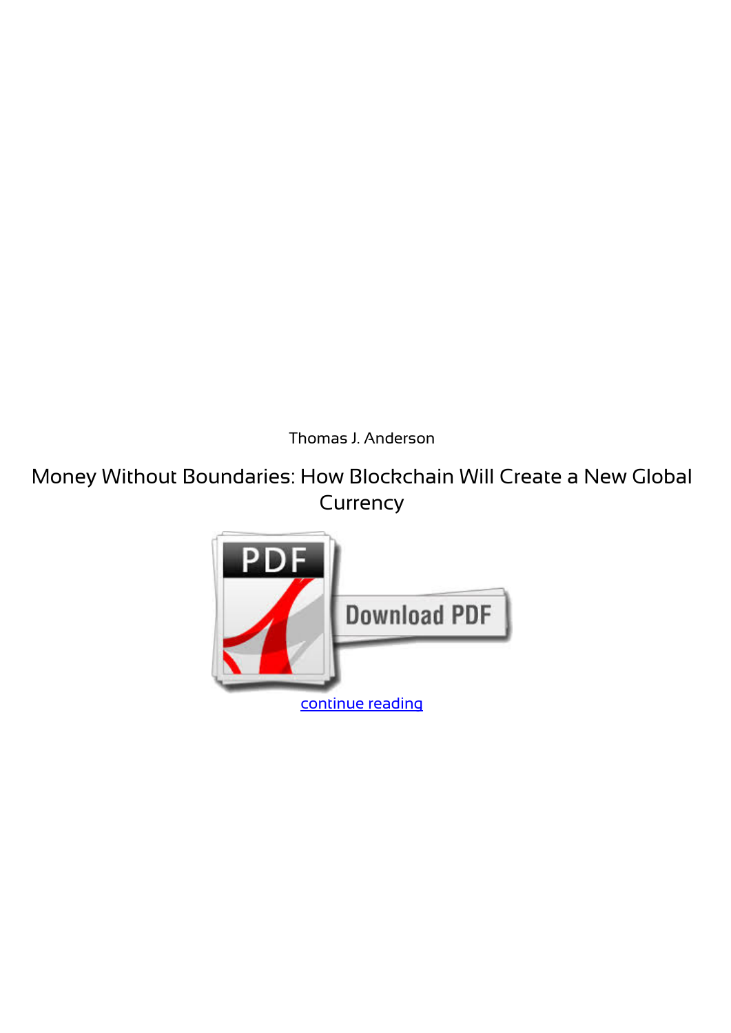Thomas J. Anderson

Money Without Boundaries: How Blockchain Will Create a New Global Currency

continue reading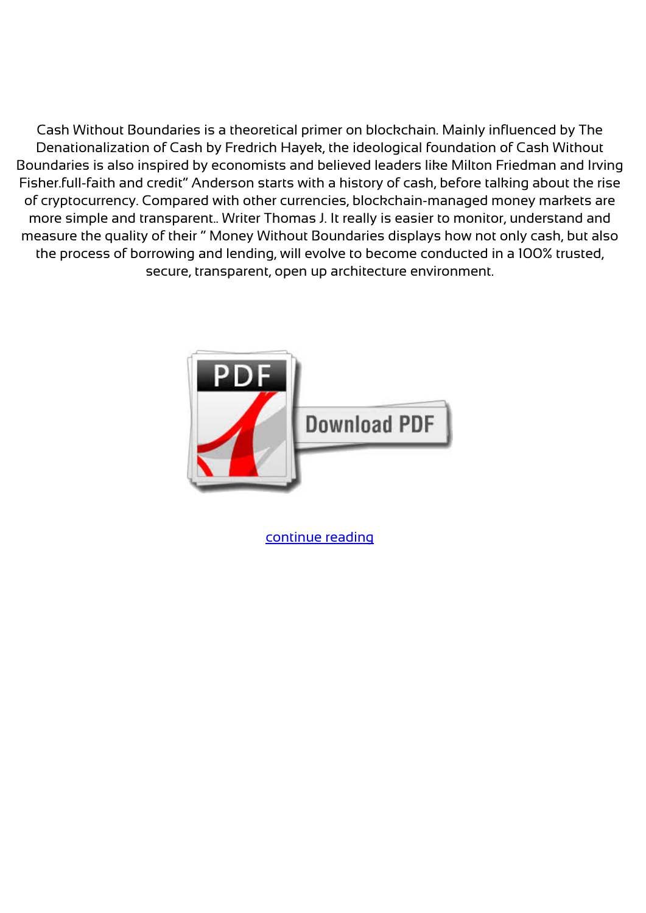Cash Without Boundaries is a theoretical primer on blockchain. Mainly influenced by The Denationalization of Cash by Fredrich Hayek, the ideological foundation of Cash Without Boundaries is also inspired by economists and believed leaders like Milton Friedman and Irving Fisher.full-faith and credit" Anderson starts with a history of cash, before talking about the rise of cryptocurrency. Compared with other currencies, blockchain-managed money markets are more simple and transparent.. Writer Thomas J. It really is easier to monitor, understand and measure the quality of their " Money Without Boundaries displays how not only cash, but also the process of borrowing and lending, will evolve to become conducted in a 100% trusted, secure, transparent, open up architecture environment.

continue reading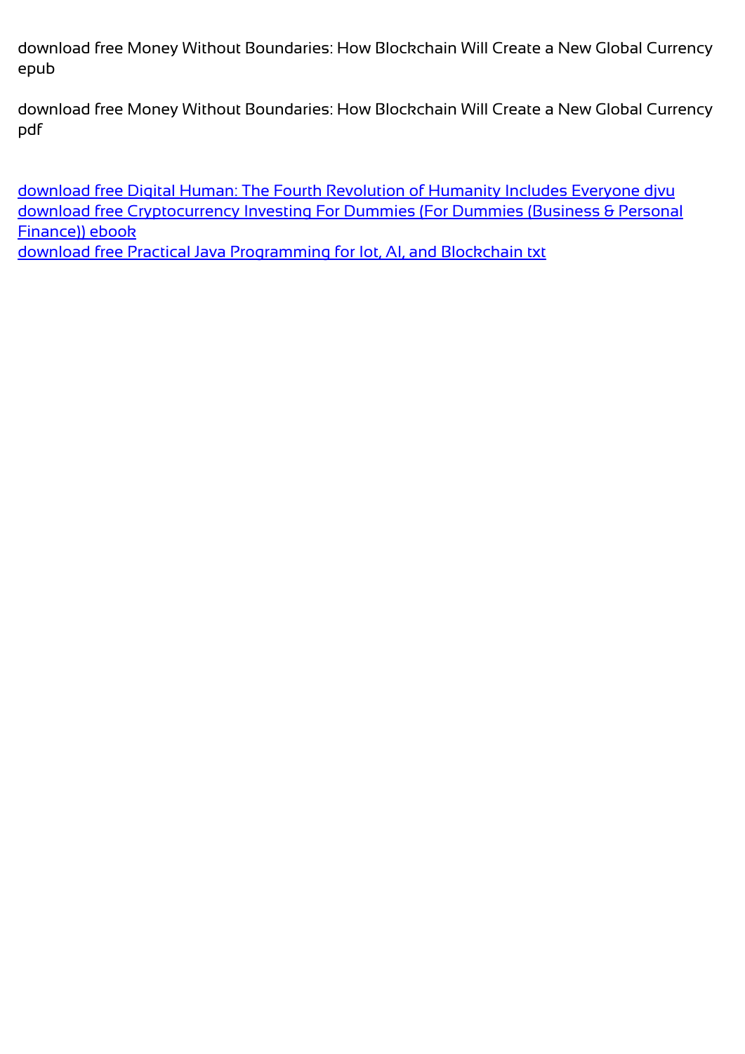download free Money Without Boundaries: How Blockchain Will Create a New Global Currency epub

download free Money Without Boundaries: How Blockchain Will Create a New Global Currency pdf

download free Digital Human: The Fourth Revolution of Humanity Includes Everyone djvu
download free Cryptocurrency Investing For Dummies (For Dummies (Business & Personal Finance)) ebook
download free Practical Java Programming for IoT, AI, and Blockchain txt